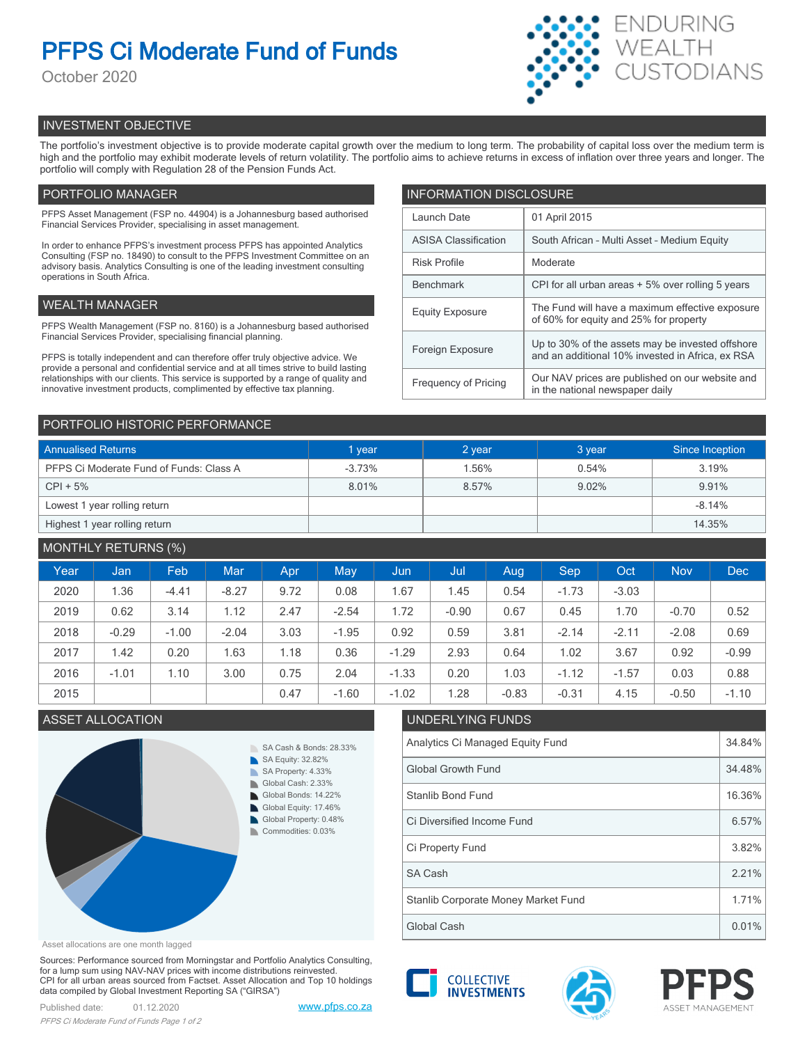# PFPS Ci Moderate Fund of Funds

October 2020

ENDURING WEALTH CUSTODIANS

## INVESTMENT OBJECTIVE

The portfolio's investment objective is to provide moderate capital growth over the medium to long term. The probability of capital loss over the medium term is high and the portfolio may exhibit moderate levels of return volatility. The portfolio aims to achieve returns in excess of inflation over three years and longer. The portfolio will comply with Regulation 28 of the Pension Funds Act.

## PORTFOLIO MANAGER

PFPS Asset Management (FSP no. 44904) is a Johannesburg based authorised Financial Services Provider, specialising in asset management.

In order to enhance PFPS's investment process PFPS has appointed Analytics Consulting (FSP no. 18490) to consult to the PFPS Investment Committee on an advisory basis. Analytics Consulting is one of the leading investment consulting operations in South Africa.

## WEALTH MANAGER

PFPS Wealth Management (FSP no. 8160) is a Johannesburg based authorised Financial Services Provider, specialising financial planning.

PFPS is totally independent and can therefore offer truly objective advice. We provide a personal and confidential service and at all times strive to build lasting relationships with our clients. This service is supported by a range of quality and innovative investment products, complimented by effective tax planning.

## INFORMATION DISCLOSURE

| | |
|---|---|
| Launch Date | 01 April 2015 |
| ASISA Classification | South African - Multi Asset - Medium Equity |
| Risk Profile | Moderate |
| Benchmark | CPI for all urban areas + 5% over rolling 5 years |
| Equity Exposure | The Fund will have a maximum effective exposure of 60% for equity and 25% for property |
| Foreign Exposure | Up to 30% of the assets may be invested offshore and an additional 10% invested in Africa, ex RSA |
| Frequency of Pricing | Our NAV prices are published on our website and in the national newspaper daily |

## PORTFOLIO HISTORIC PERFORMANCE

| Annualised Returns | 1 year | 2 year | 3 year | Since Inception |
|---|---|---|---|---|
| PFPS Ci Moderate Fund of Funds: Class A | -3.73% | 1.56% | 0.54% | 3.19% |
| CPI + 5% | 8.01% | 8.57% | 9.02% | 9.91% |
| Lowest 1 year rolling return | | | | -8.14% |
| Highest 1 year rolling return | | | | 14.35% |

## MONTHLY RETURNS (%)

| Year | Jan | Feb | Mar | Apr | May | Jun | Jul | Aug | Sep | Oct | Nov | Dec |
|---|---|---|---|---|---|---|---|---|---|---|---|---|
| 2020 | 1.36 | -4.41 | -8.27 | 9.72 | 0.08 | 1.67 | 1.45 | 0.54 | -1.73 | -3.03 | | |
| 2019 | 0.62 | 3.14 | 1.12 | 2.47 | -2.54 | 1.72 | -0.90 | 0.67 | 0.45 | 1.70 | -0.70 | 0.52 |
| 2018 | -0.29 | -1.00 | -2.04 | 3.03 | -1.95 | 0.92 | 0.59 | 3.81 | -2.14 | -2.11 | -2.08 | 0.69 |
| 2017 | 1.42 | 0.20 | 1.63 | 1.18 | 0.36 | -1.29 | 2.93 | 0.64 | 1.02 | 3.67 | 0.92 | -0.99 |
| 2016 | -1.01 | 1.10 | 3.00 | 0.75 | 2.04 | -1.33 | 0.20 | 1.03 | -1.12 | -1.57 | 0.03 | 0.88 |
| 2015 | | | | 0.47 | -1.60 | -1.02 | 1.28 | -0.83 | -0.31 | 4.15 | -0.50 | -1.10 |

## ASSET ALLOCATION

- SA Cash & Bonds: 28.33%
- SA Equity: 32.82%
- SA Property: 4.33%
- Global Cash: 2.33%
- Global Bonds: 14.22%
- Global Equity: 17.46%
- Global Property: 0.48%
- Commodities: 0.03%

Asset allocations are one month lagged

## UNDERLYING FUNDS

| | |
|---|---|
| Analytics Ci Managed Equity Fund | 34.84% |
| Global Growth Fund | 34.48% |
| Stanlib Bond Fund | 16.36% |
| Ci Diversified Income Fund | 6.57% |
| Ci Property Fund | 3.82% |
| SA Cash | 2.21% |
| Stanlib Corporate Money Market Fund | 1.71% |
| Global Cash | 0.01% |

Sources: Performance sourced from Morningstar and Portfolio Analytics Consulting, for a lump sum using NAV-NAV prices with income distributions reinvested. CPI for all urban areas sourced from Factset. Asset Allocation and Top 10 holdings data compiled by Global Investment Reporting SA ("GIRSA")

Published date: 01.12.2020

www.pfps.co.za

COLLECTIVE INVESTMENTS

PFPS ASSET MANAGEMENT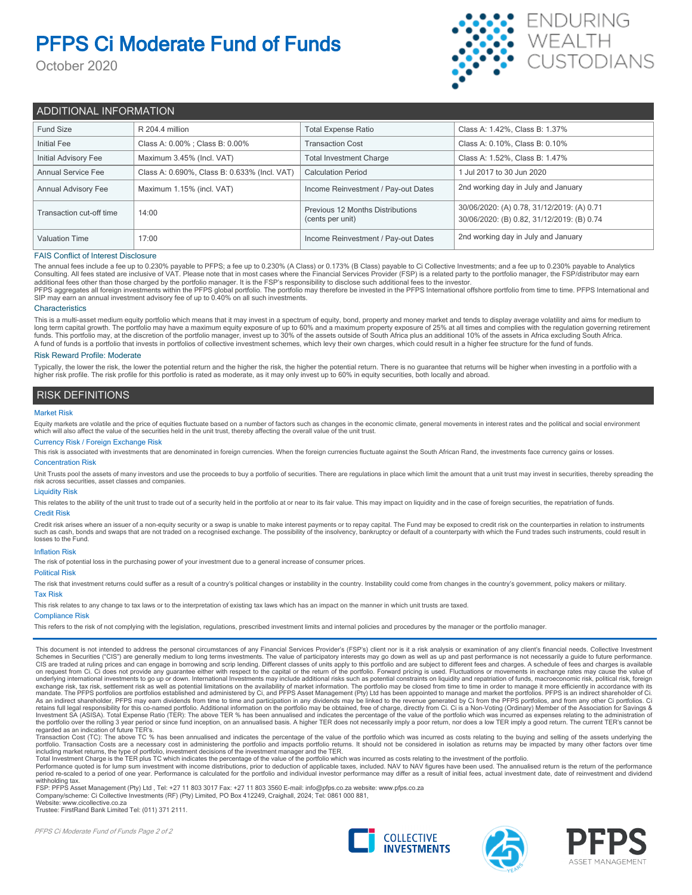# PFPS Ci Moderate Fund of Funds

October 2020

## ADDITIONAL INFORMATION

| | | | |
|---|---|---|---|
| Fund Size | R 204.4 million | Total Expense Ratio | Class A: 1.42%, Class B: 1.37% |
| Initial Fee | Class A: 0.00% ; Class B: 0.00% | Transaction Cost | Class A: 0.10%, Class B: 0.10% |
| Initial Advisory Fee | Maximum 3.45% (Incl. VAT) | Total Investment Charge | Class A: 1.52%, Class B: 1.47% |
| Annual Service Fee | Class A: 0.690%, Class B: 0.633% (Incl. VAT) | Calculation Period | 1 Jul 2017 to 30 Jun 2020 |
| Annual Advisory Fee | Maximum 1.15% (incl. VAT) | Income Reinvestment / Pay-out Dates | 2nd working day in July and January |
| Transaction cut-off time | 14:00 | Previous 12 Months Distributions (cents per unit) | 30/06/2020: (A) 0.78, 31/12/2019: (A) 0.71<br>30/06/2020: (B) 0.82, 31/12/2019: (B) 0.74 |
| Valuation Time | 17:00 | Income Reinvestment / Pay-out Dates | 2nd working day in July and January |

### FAIS Conflict of Interest Disclosure

The annual fees include a fee up to 0.230% payable to PFPS; a fee up to 0.230% (A Class) or 0.173% (B Class) payable to Ci Collective Investments; and a fee up to 0.230% payable to Analytics Consulting. All fees stated are inclusive of VAT. Please note that in most cases where the Financial Services Provider (FSP) is a related party to the portfolio manager, the FSP/distributor may earn additional fees other than those charged by the portfolio manager. It is the FSP's responsibility to disclose such additional fees to the investor.
PFPS aggregates all foreign investments within the PFPS global portfolio. The portfolio may therefore be invested in the PFPS International offshore portfolio from time to time. PFPS International and SIP may earn an annual investment advisory fee of up to 0.40% on all such investments.

### Characteristics

This is a multi-asset medium equity portfolio which means that it may invest in a spectrum of equity, bond, property and money market and tends to display average volatility and aims for medium to long term capital growth. The portfolio may have a maximum equity exposure of up to 60% and a maximum property exposure of 25% at all times and complies with the regulation governing retirement funds. This portfolio may, at the discretion of the portfolio manager, invest up to 30% of the assets outside of South Africa plus an additional 10% of the assets in Africa excluding South Africa.
A fund of funds is a portfolio that invests in portfolios of collective investment schemes, which levy their own charges, which could result in a higher fee structure for the fund of funds.

### Risk Reward Profile: Moderate

Typically, the lower the risk, the lower the potential return and the higher the risk, the higher the potential return. There is no guarantee that returns will be higher when investing in a portfolio with a higher risk profile. The risk profile for this portfolio is rated as moderate, as it may only invest up to 60% in equity securities, both locally and abroad.

## RISK DEFINITIONS

### Market Risk

Equity markets are volatile and the price of equities fluctuate based on a number of factors such as changes in the economic climate, general movements in interest rates and the political and social environment which will also affect the value of the securities held in the unit trust, thereby affecting the overall value of the unit trust.

### Currency Risk / Foreign Exchange Risk

This risk is associated with investments that are denominated in foreign currencies. When the foreign currencies fluctuate against the South African Rand, the investments face currency gains or losses.

### Concentration Risk

Unit Trusts pool the assets of many investors and use the proceeds to buy a portfolio of securities. There are regulations in place which limit the amount that a unit trust may invest in securities, thereby spreading the risk across securities, asset classes and companies.

### Liquidity Risk

This relates to the ability of the unit trust to trade out of a security held in the portfolio at or near to its fair value. This may impact on liquidity and in the case of foreign securities, the repatriation of funds.

### Credit Risk

Credit risk arises where an issuer of a non-equity security or a swap is unable to make interest payments or to repay capital. The Fund may be exposed to credit risk on the counterparties in relation to instruments such as cash, bonds and swaps that are not traded on a recognised exchange. The possibility of the insolvency, bankruptcy or default of a counterparty with which the Fund trades such instruments, could result in losses to the Fund.

### Inflation Risk

The risk of potential loss in the purchasing power of your investment due to a general increase of consumer prices.

### Political Risk

The risk that investment returns could suffer as a result of a country's political changes or instability in the country. Instability could come from changes in the country's government, policy makers or military.

### Tax Risk

This risk relates to any change to tax laws or to the interpretation of existing tax laws which has an impact on the manner in which unit trusts are taxed.

### Compliance Risk

This refers to the risk of not complying with the legislation, regulations, prescribed investment limits and internal policies and procedures by the manager or the portfolio manager.

This document is not intended to address the personal circumstances of any Financial Services Provider's (FSP's) client nor is it a risk analysis or examination of any client's financial needs. Collective Investment Schemes in Securities ("CIS") are generally medium to long terms investments. The value of participatory interests may go down as well as up and past performance is not necessarily a guide to future performance. CIS are traded at ruling prices and can engage in borrowing and scrip lending. Different classes of units apply to this portfolio and are subject to different fees and charges. A schedule of fees and charges is available on request from Ci. Ci does not provide any guarantee either with respect to the capital or the return of the portfolio. Forward pricing is used. Fluctuations or movements in exchange rates may cause the value of underlying international investments to go up or down. International Investments may include additional risks such as potential constraints on liquidity and repatriation of funds, macroeconomic risk, political risk, foreign exchange risk, tax risk, settlement risk as well as potential limitations on the availability of market information. The portfolio may be closed from time to time in order to manage it more efficiently in accordance with its mandate. The PFPS portfolios are portfolios established and administered by Ci, and PFPS Asset Management (Pty) Ltd has been appointed to manage and market the portfolios. PFPS is an indirect shareholder of Ci. As an indirect shareholder, PFPS may earn dividends from time to time and participation in any dividends may be linked to the revenue generated by Ci from the PFPS portfolios, and from any other Ci portfolios. Ci retains full legal responsibility for this co-named portfolio. Additional information on the portfolio may be obtained, free of charge, directly from Ci. Ci is a Non-Voting (Ordinary) Member of the Association for Savings & Investment SA (ASISA). Total Expense Ratio (TER): The above TER % has been annualised and indicates the percentage of the value of the portfolio which was incurred as expenses relating to the administration of the portfolio over the rolling 3 year period or since fund inception, on an annualised basis. A higher TER does not necessarily imply a poor return, nor does a low TER imply a good return. The current TER's cannot be regarded as an indication of future TER's.
Transaction Cost (TC): The above TC % has been annualised and indicates the percentage of the value of the portfolio which was incurred as costs relating to the buying and selling of the assets underlying the portfolio. Transaction Costs are a necessary cost in administering the portfolio and impacts portfolio returns. It should not be considered in isolation as returns may be impacted by many other factors over time including market returns, the type of portfolio, investment decisions of the investment manager and the TER.
Total Investment Charge is the TER plus TC which indicates the percentage of the value of the portfolio which was incurred as costs relating to the investment of the portfolio.
Performance quoted is for lump sum investment with income distributions, prior to deduction of applicable taxes, included. NAV to NAV figures have been used. The annualised return is the return of the performance period re-scaled to a period of one year. Performance is calculated for the portfolio and individual investor performance may differ as a result of initial fees, actual investment date, date of reinvestment and dividend withholding tax.
FSP: PFPS Asset Management (Pty) Ltd , Tel: +27 11 803 3017 Fax: +27 11 803 3560 E-mail: info@pfps.co.za website: www.pfps.co.za
Company/scheme: Ci Collective Investments (RF) (Pty) Limited, PO Box 412249, Craighall, 2024; Tel: 0861 000 881,
Website: www.cicollective.co.za
Trustee: FirstRand Bank Limited Tel: (011) 371 2111.